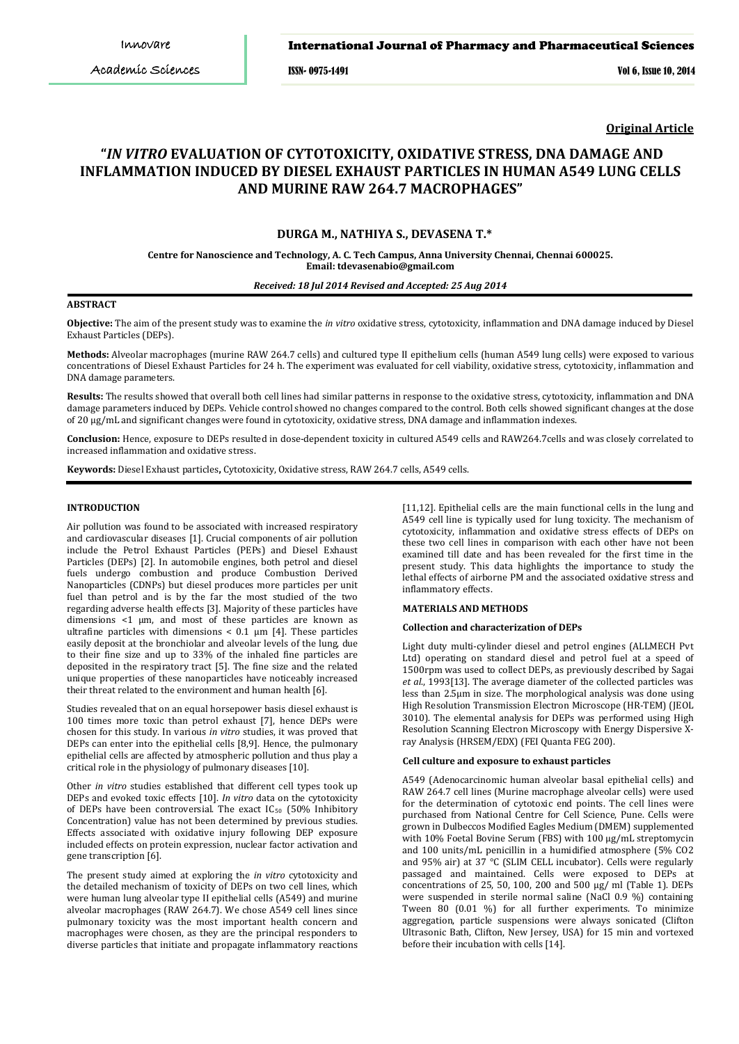**Original Article**

# "*IN VITRO* EVALUATION OF CYTOTOXICITY, OXIDATIVE STRESS, DNA DAMAGE AND INFLAMMATION INDUCED BY DIESEL EXHAUST PARTICLES IN HUMAN A549 LUNG CELLS AND MURINE RAW 264.7 MACROPHAGES"

**DURGA M., NATHIYA S., DEVASENA T.\***

**Centre for Nanoscience and Technology, A. C. Tech Campus, Anna University Chennai, Chennai 600025.**
**Email: tdevasenabio@gmail.com**

***Received: 18 Jul 2014 Revised and Accepted: 25 Aug 2014***

## ABSTRACT

**Objective:** The aim of the present study was to examine the *in vitro* oxidative stress, cytotoxicity, inflammation and DNA damage induced by Diesel Exhaust Particles (DEPs).

**Methods:** Alveolar macrophages (murine RAW 264.7 cells) and cultured type II epithelium cells (human A549 lung cells) were exposed to various concentrations of Diesel Exhaust Particles for 24 h. The experiment was evaluated for cell viability, oxidative stress, cytotoxicity, inflammation and DNA damage parameters.

**Results:** The results showed that overall both cell lines had similar patterns in response to the oxidative stress, cytotoxicity, inflammation and DNA damage parameters induced by DEPs. Vehicle control showed no changes compared to the control. Both cells showed significant changes at the dose of 20 µg/mL and significant changes were found in cytotoxicity, oxidative stress, DNA damage and inflammation indexes.

**Conclusion:** Hence, exposure to DEPs resulted in dose-dependent toxicity in cultured A549 cells and RAW264.7cells and was closely correlated to increased inflammation and oxidative stress.

**Keywords:** Diesel Exhaust particles**,** Cytotoxicity, Oxidative stress, RAW 264.7 cells, A549 cells.

## INTRODUCTION

Air pollution was found to be associated with increased respiratory and cardiovascular diseases [1]. Crucial components of air pollution include the Petrol Exhaust Particles (PEPs) and Diesel Exhaust Particles (DEPs) [2]. In automobile engines, both petrol and diesel fuels undergo combustion and produce Combustion Derived Nanoparticles (CDNPs) but diesel produces more particles per unit fuel than petrol and is by the far the most studied of the two regarding adverse health effects [3]. Majority of these particles have dimensions <1 µm, and most of these particles are known as ultrafine particles with dimensions < 0.1 µm [4]. These particles easily deposit at the bronchiolar and alveolar levels of the lung, due to their fine size and up to 33% of the inhaled fine particles are deposited in the respiratory tract [5]. The fine size and the related unique properties of these nanoparticles have noticeably increased their threat related to the environment and human health [6].

Studies revealed that on an equal horsepower basis diesel exhaust is 100 times more toxic than petrol exhaust [7], hence DEPs were chosen for this study. In various *in vitro* studies, it was proved that DEPs can enter into the epithelial cells [8,9]. Hence, the pulmonary epithelial cells are affected by atmospheric pollution and thus play a critical role in the physiology of pulmonary diseases [10].

Other *in vitro* studies established that different cell types took up DEPs and evoked toxic effects [10]. *In vitro* data on the cytotoxicity of DEPs have been controversial. The exact $IC_{50}$ (50% Inhibitory Concentration) value has not been determined by previous studies. Effects associated with oxidative injury following DEP exposure included effects on protein expression, nuclear factor activation and gene transcription [6].

The present study aimed at exploring the *in vitro* cytotoxicity and the detailed mechanism of toxicity of DEPs on two cell lines, which were human lung alveolar type II epithelial cells (A549) and murine alveolar macrophages (RAW 264.7). We chose A549 cell lines since pulmonary toxicity was the most important health concern and macrophages were chosen, as they are the principal responders to diverse particles that initiate and propagate inflammatory reactions [11,12]. Epithelial cells are the main functional cells in the lung and A549 cell line is typically used for lung toxicity. The mechanism of cytotoxicity, inflammation and oxidative stress effects of DEPs on these two cell lines in comparison with each other have not been examined till date and has been revealed for the first time in the present study. This data highlights the importance to study the lethal effects of airborne PM and the associated oxidative stress and inflammatory effects.

## MATERIALS AND METHODS

### Collection and characterization of DEPs

Light duty multi-cylinder diesel and petrol engines (ALLMECH Pvt Ltd) operating on standard diesel and petrol fuel at a speed of 1500rpm was used to collect DEPs, as previously described by Sagai *et al*., 1993[13]. The average diameter of the collected particles was less than 2.5µm in size. The morphological analysis was done using High Resolution Transmission Electron Microscope (HR-TEM) (JEOL 3010). The elemental analysis for DEPs was performed using High Resolution Scanning Electron Microscopy with Energy Dispersive X-ray Analysis (HRSEM/EDX) (FEI Quanta FEG 200).

### Cell culture and exposure to exhaust particles

A549 (Adenocarcinomic human alveolar basal epithelial cells) and RAW 264.7 cell lines (Murine macrophage alveolar cells) were used for the determination of cytotoxic end points. The cell lines were purchased from National Centre for Cell Science, Pune. Cells were grown in Dulbeccos Modified Eagles Medium (DMEM) supplemented with 10% Foetal Bovine Serum (FBS) with 100 µg/mL streptomycin and 100 units/mL penicillin in a humidified atmosphere (5% $CO_2$ and 95% air) at 37 °C (SLIM CELL incubator). Cells were regularly passaged and maintained. Cells were exposed to DEPs at concentrations of 25, 50, 100, 200 and 500 µg/ ml (Table 1). DEPs were suspended in sterile normal saline (NaCl 0.9 %) containing Tween 80 (0.01 %) for all further experiments. To minimize aggregation, particle suspensions were always sonicated (Clifton Ultrasonic Bath, Clifton, New Jersey, USA) for 15 min and vortexed before their incubation with cells [14].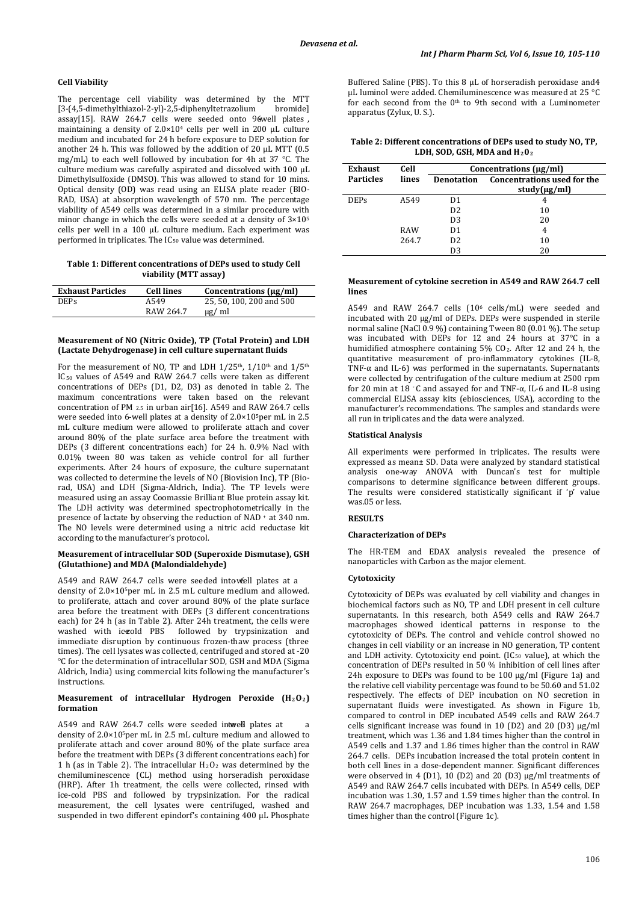### Cell Viability

The percentage cell viability was determined by the MTT [3-(4,5-dimethylthiazol-2-yl)-2,5-diphenyltetrazolium bromide] assay[15]. RAW 264.7 cells were seeded onto 96-well plates , maintaining a density of $2.0\times10^4$ cells per well in 200 μL culture medium and incubated for 24 h before exposure to DEP solution for another 24 h. This was followed by the addition of 20 μL MTT (0.5 mg/mL) to each well followed by incubation for 4h at 37 °C. The culture medium was carefully aspirated and dissolved with 100 μL Dimethylsulfoxide (DMSO). This was allowed to stand for 10 mins. Optical density (OD) was read using an ELISA plate reader (BIO-RAD, USA) at absorption wavelength of 570 nm. The percentage viability of A549 cells was determined in a similar procedure with minor change in which the cells were seeded at a density of $3\times10^5$ cells per well in a 100 μL culture medium. Each experiment was performed in triplicates. The $IC_{50}$ value was determined.

**Table 1: Different concentrations of DEPs used to study Cell viability (MTT assay)**

| Exhaust Particles | Cell lines | Concentrations (μg/ml) |
|---|---|---|
| DEPs | A549 | 25, 50, 100, 200 and 500 |
| | RAW 264.7 | μg/ ml |

### Measurement of NO (Nitric Oxide), TP (Total Protein) and LDH (Lactate Dehydrogenase) in cell culture supernatant fluids

For the measurement of NO, TP and LDH 1/25th, 1/10th and 1/5th $IC_{50}$ values of A549 and RAW 264.7 cells were taken as different concentrations of DEPs (D1, D2, D3) as denoted in table 2. The maximum concentrations were taken based on the relevant concentration of $PM_{2.5}$ in urban air[16]. A549 and RAW 264.7 cells were seeded into 6-well plates at a density of $2.0\times10^5$per mL in 2.5 mL culture medium were allowed to proliferate attach and cover around 80% of the plate surface area before the treatment with DEPs (3 different concentrations each) for 24 h. 0.9% Nacl with 0.01% tween 80 was taken as vehicle control for all further experiments. After 24 hours of exposure, the culture supernatant was collected to determine the levels of NO (Biovision Inc), TP (Bio-rad, USA) and LDH (Sigma-Aldrich, India). The TP levels were measured using an assay Coomassie Brilliant Blue protein assay kit. The LDH activity was determined spectrophotometrically in the presence of lactate by observing the reduction of $NAD^+$ at 340 nm. The NO levels were determined using a nitric acid reductase kit according to the manufacturer's protocol.

### Measurement of intracellular SOD (Superoxide Dismutase), GSH (Glutathione) and MDA (Malondialdehyde)

A549 and RAW 264.7 cells were seeded into 6-well plates at a density of $2.0\times10^5$per mL in 2.5 mL culture medium and allowed. to proliferate, attach and cover around 80% of the plate surface area before the treatment with DEPs (3 different concentrations each) for 24 h (as in Table 2). After 24h treatment, the cells were washed with ice-cold PBS followed by trypsinization and immediate disruption by continuous frozen-thaw process (three times). The cell lysates was collected, centrifuged and stored at -20 °C for the determination of intracellular SOD, GSH and MDA (Sigma Aldrich, India) using commercial kits following the manufacturer's instructions.

### Measurement of intracellular Hydrogen Peroxide ($H_2O_2$) formation

A549 and RAW 264.7 cells were seeded into 6-well plates at a density of $2.0\times10^5$per mL in 2.5 mL culture medium and allowed to proliferate attach and cover around 80% of the plate surface area before the treatment with DEPs (3 different concentrations each) for 1 h (as in Table 2). The intracellular $H_2O_2$ was determined by the chemiluminescence (CL) method using horseradish peroxidase (HRP). After 1h treatment, the cells were collected, rinsed with ice-cold PBS and followed by trypsinization. For the radical measurement, the cell lysates were centrifuged, washed and suspended in two different epindorf's containing 400 μL Phosphate Buffered Saline (PBS). To this 8 μL of horseradish peroxidase and4 μL luminol were added. Chemiluminescence was measured at 25 °C for each second from the 0th to 9th second with a Luminometer apparatus (Zylux, U. S.).

**Table 2: Different concentrations of DEPs used to study NO, TP, LDH, SOD, GSH, MDA and $H_2O_2$**

| Exhaust Particles | Cell lines | Concentrations (μg/ml) | |
|---|---|---|---|
| | | Denotation | Concentrations used for the study(μg/ml) |
| DEPs | A549 | D1 | 4 |
| | | D2 | 10 |
| | | D3 | 20 |
| | RAW 264.7 | D1 | 4 |
| | | D2 | 10 |
| | | D3 | 20 |

### Measurement of cytokine secretion in A549 and RAW 264.7 cell lines

A549 and RAW 264.7 cells ($10^6$ cells/mL) were seeded and incubated with 20 μg/ml of DEPs. DEPs were suspended in sterile normal saline (NaCl 0.9 %) containing Tween 80 (0.01 %). The setup was incubated with DEPs for 12 and 24 hours at 37°C in a humidified atmosphere containing 5% $CO_2$. After 12 and 24 h, the quantitative measurement of pro-inflammatory cytokines (IL-8, TNF-α and IL-6) was performed in the supernatants. Supernatants were collected by centrifugation of the culture medium at 2500 rpm for 20 min at 18 °C and assayed for and TNF-α, IL-6 and IL-8 using commercial ELISA assay kits (ebiosciences, USA), according to the manufacturer's recommendations. The samples and standards were all run in triplicates and the data were analyzed.

### Statistical Analysis

All experiments were performed in triplicates. The results were expressed as mean± SD. Data were analyzed by standard statistical analysis one-way ANOVA with Duncan's test for multiple comparisons to determine significance between different groups. The results were considered statistically significant if 'p' value was.05 or less.

## RESULTS

### Characterization of DEPs

The HR-TEM and EDAX analysis revealed the presence of nanoparticles with Carbon as the major element.

### Cytotoxicity

Cytotoxicity of DEPs was evaluated by cell viability and changes in biochemical factors such as NO, TP and LDH present in cell culture supernatants. In this research, both A549 cells and RAW 264.7 macrophages showed identical patterns in response to the cytotoxicity of DEPs. The control and vehicle control showed no changes in cell viability or an increase in NO generation, TP content and LDH activity. Cytotoxicity end point. ($IC_{50}$ value), at which the concentration of DEPs resulted in 50 % inhibition of cell lines after 24h exposure to DEPs was found to be 100 μg/ml (Figure 1a) and the relative cell viability percentage was found to be 50.60 and 51.02 respectively. The effects of DEP incubation on NO secretion in supernatant fluids were investigated. As shown in Figure 1b, compared to control in DEP incubated A549 cells and RAW 264.7 cells significant increase was found in 10 (D2) and 20 (D3) μg/ml treatment, which was 1.36 and 1.84 times higher than the control in A549 cells and 1.37 and 1.86 times higher than the control in RAW 264.7 cells. DEPs incubation increased the total protein content in both cell lines in a dose-dependent manner. Significant differences were observed in 4 (D1), 10 (D2) and 20 (D3) μg/ml treatments of A549 and RAW 264.7 cells incubated with DEPs. In A549 cells, DEP incubation was 1.30, 1.57 and 1.59 times higher than the control. In RAW 264.7 macrophages, DEP incubation was 1.33, 1.54 and 1.58 times higher than the control (Figure 1c).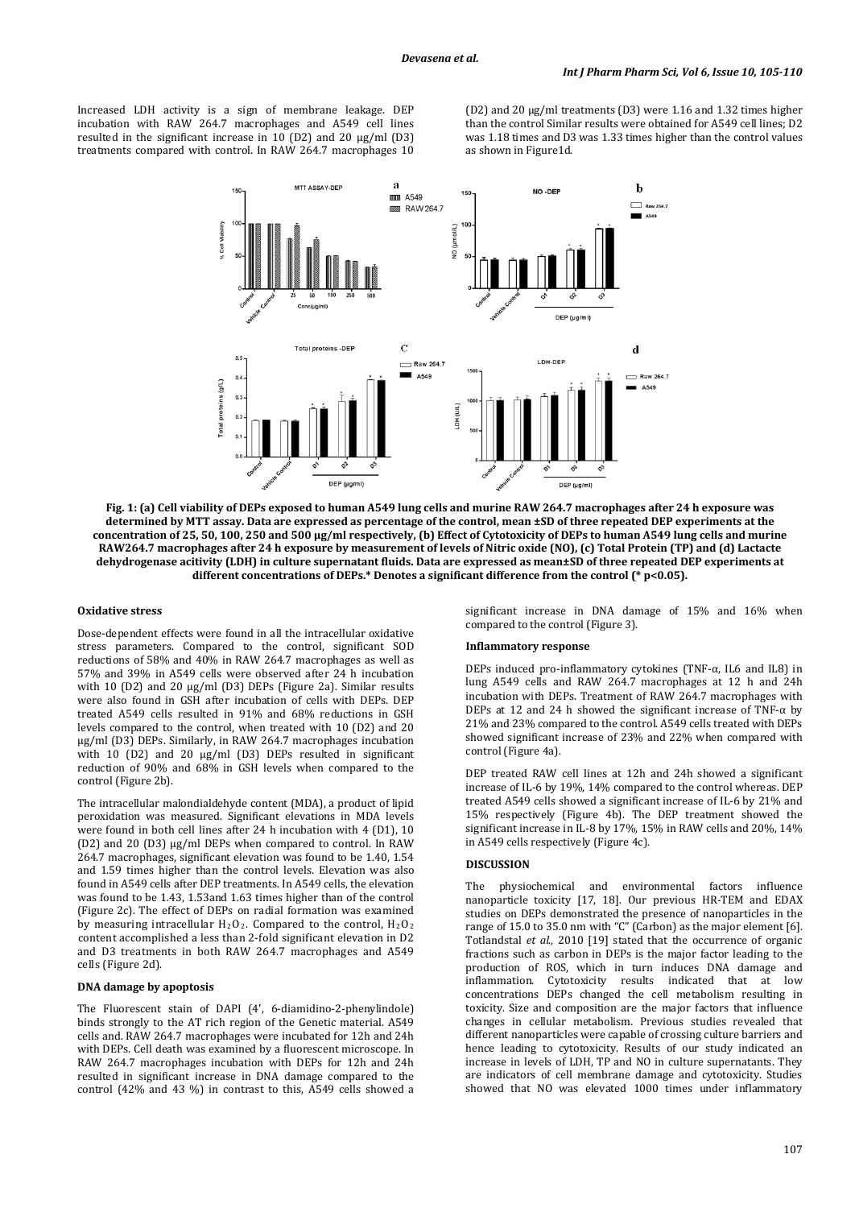Increased LDH activity is a sign of membrane leakage. DEP incubation with RAW 264.7 macrophages and A549 cell lines resulted in the significant increase in 10 (D2) and 20 µg/ml (D3) treatments compared with control. In RAW 264.7 macrophages 10 (D2) and 20 µg/ml treatments (D3) were 1.16 and 1.32 times higher than the control Similar results were obtained for A549 cell lines; D2 was 1.18 times and D3 was 1.33 times higher than the control values as shown in Figure1d.

**Fig. 1: (a) Cell viability of DEPs exposed to human A549 lung cells and murine RAW 264.7 macrophages after 24 h exposure was determined by MTT assay. Data are expressed as percentage of the control, mean ±SD of three repeated DEP experiments at the concentration of 25, 50, 100, 250 and 500 µg/ml respectively, (b) Effect of Cytotoxicity of DEPs to human A549 lung cells and murine RAW264.7 macrophages after 24 h exposure by measurement of levels of Nitric oxide (NO), (c) Total Protein (TP) and (d) Lactacte dehydrogenase acitivity (LDH) in culture supernatant fluids. Data are expressed as mean±SD of three repeated DEP experiments at different concentrations of DEPs.* Denotes a significant difference from the control (* p<0.05).**

### Oxidative stress

Dose-dependent effects were found in all the intracellular oxidative stress parameters. Compared to the control, significant SOD reductions of 58% and 40% in RAW 264.7 macrophages as well as 57% and 39% in A549 cells were observed after 24 h incubation with 10 (D2) and 20 µg/ml (D3) DEPs (Figure 2a). Similar results were also found in GSH after incubation of cells with DEPs. DEP treated A549 cells resulted in 91% and 68% reductions in GSH levels compared to the control, when treated with 10 (D2) and 20 µg/ml (D3) DEPs. Similarly, in RAW 264.7 macrophages incubation with 10 (D2) and 20 µg/ml (D3) DEPs resulted in significant reduction of 90% and 68% in GSH levels when compared to the control (Figure 2b).

The intracellular malondialdehyde content (MDA), a product of lipid peroxidation was measured. Significant elevations in MDA levels were found in both cell lines after 24 h incubation with 4 (D1), 10 (D2) and 20 (D3) µg/ml DEPs when compared to control. In RAW 264.7 macrophages, significant elevation was found to be 1.40, 1.54 and 1.59 times higher than the control levels. Elevation was also found in A549 cells after DEP treatments. In A549 cells, the elevation was found to be 1.43, 1.53and 1.63 times higher than of the control (Figure 2c). The effect of DEPs on radial formation was examined by measuring intracellular $H_2O_2$. Compared to the control, $H_2O_2$ content accomplished a less than 2-fold significant elevation in D2 and D3 treatments in both RAW 264.7 macrophages and A549 cells (Figure 2d).

### DNA damage by apoptosis

The Fluorescent stain of DAPI (4', 6-diamidino-2-phenylindole) binds strongly to the AT rich region of the Genetic material. A549 cells and. RAW 264.7 macrophages were incubated for 12h and 24h with DEPs. Cell death was examined by a fluorescent microscope. In RAW 264.7 macrophages incubation with DEPs for 12h and 24h resulted in significant increase in DNA damage compared to the control (42% and 43 %) in contrast to this, A549 cells showed a significant increase in DNA damage of 15% and 16% when compared to the control (Figure 3).

### Inflammatory response

DEPs induced pro-inflammatory cytokines (TNF-α, IL6 and IL8) in lung A549 cells and RAW 264.7 macrophages at 12 h and 24h incubation with DEPs. Treatment of RAW 264.7 macrophages with DEPs at 12 and 24 h showed the significant increase of TNF-α by 21% and 23% compared to the control. A549 cells treated with DEPs showed significant increase of 23% and 22% when compared with control (Figure 4a).

DEP treated RAW cell lines at 12h and 24h showed a significant increase of IL-6 by 19%, 14% compared to the control whereas. DEP treated A549 cells showed a significant increase of IL-6 by 21% and 15% respectively (Figure 4b). The DEP treatment showed the significant increase in IL-8 by 17%, 15% in RAW cells and 20%, 14% in A549 cells respectively (Figure 4c).

## DISCUSSION

The physiochemical and environmental factors influence nanoparticle toxicity [17, 18]. Our previous HR-TEM and EDAX studies on DEPs demonstrated the presence of nanoparticles in the range of 15.0 to 35.0 nm with "C" (Carbon) as the major element [6]. Totlandstal *et al*., 2010 [19] stated that the occurrence of organic fractions such as carbon in DEPs is the major factor leading to the production of ROS, which in turn induces DNA damage and inflammation. Cytotoxicity results indicated that at low concentrations DEPs changed the cell metabolism resulting in toxicity. Size and composition are the major factors that influence changes in cellular metabolism. Previous studies revealed that different nanoparticles were capable of crossing culture barriers and hence leading to cytotoxicity. Results of our study indicated an increase in levels of LDH, TP and NO in culture supernatants. They are indicators of cell membrane damage and cytotoxicity. Studies showed that NO was elevated 1000 times under inflammatory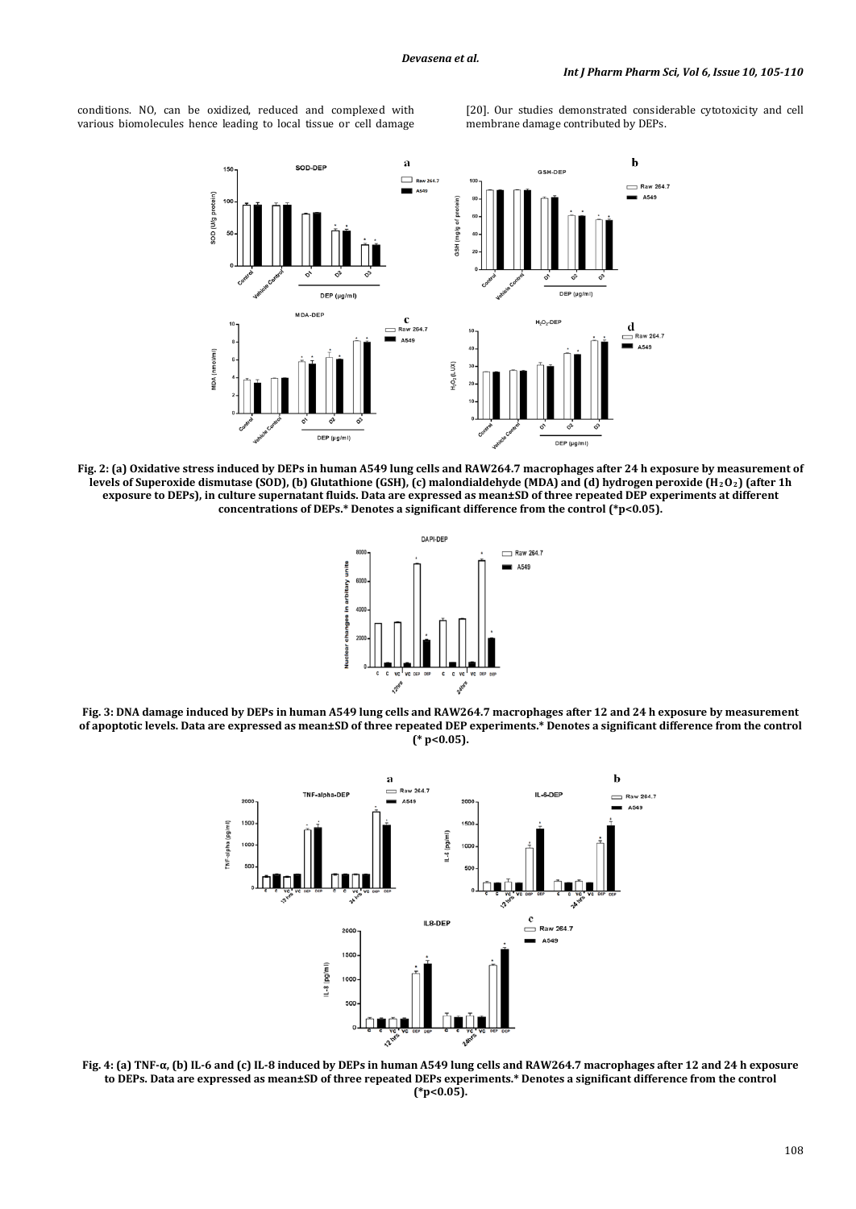conditions. NO, can be oxidized, reduced and complexed with various biomolecules hence leading to local tissue or cell damage [20]. Our studies demonstrated considerable cytotoxicity and cell membrane damage contributed by DEPs.

**Fig. 2: (a) Oxidative stress induced by DEPs in human A549 lung cells and RAW264.7 macrophages after 24 h exposure by measurement of levels of Superoxide dismutase (SOD), (b) Glutathione (GSH), (c) malondialdehyde (MDA) and (d) hydrogen peroxide ($H_2O_2$) (after 1h exposure to DEPs), in culture supernatant fluids. Data are expressed as mean±SD of three repeated DEP experiments at different concentrations of DEPs.* Denotes a significant difference from the control (*p<0.05).**

**Fig. 3: DNA damage induced by DEPs in human A549 lung cells and RAW264.7 macrophages after 12 and 24 h exposure by measurement of apoptotic levels. Data are expressed as mean±SD of three repeated DEP experiments.* Denotes a significant difference from the control (* p<0.05).**

**Fig. 4: (a) TNF-α, (b) IL-6 and (c) IL-8 induced by DEPs in human A549 lung cells and RAW264.7 macrophages after 12 and 24 h exposure to DEPs. Data are expressed as mean±SD of three repeated DEPs experiments.* Denotes a significant difference from the control (*p<0.05).**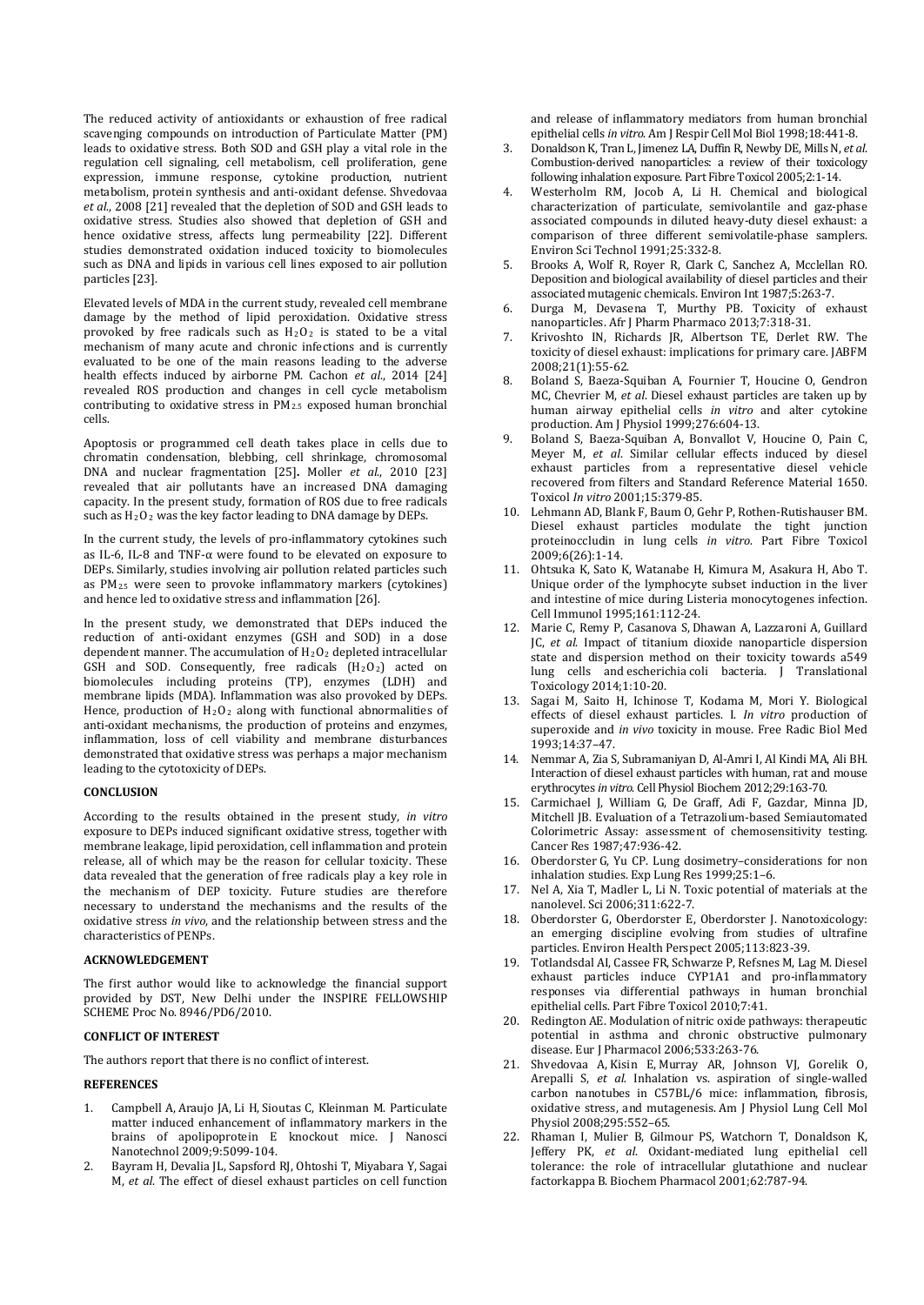The reduced activity of antioxidants or exhaustion of free radical scavenging compounds on introduction of Particulate Matter (PM) leads to oxidative stress. Both SOD and GSH play a vital role in the regulation cell signaling, cell metabolism, cell proliferation, gene expression, immune response, cytokine production, nutrient metabolism, protein synthesis and anti-oxidant defense. Shvedovaa *et al.*, 2008 [21] revealed that the depletion of SOD and GSH leads to oxidative stress. Studies also showed that depletion of GSH and hence oxidative stress, affects lung permeability [22]. Different studies demonstrated oxidation induced toxicity to biomolecules such as DNA and lipids in various cell lines exposed to air pollution particles [23].

Elevated levels of MDA in the current study, revealed cell membrane damage by the method of lipid peroxidation. Oxidative stress provoked by free radicals such as $H_2O_2$ is stated to be a vital mechanism of many acute and chronic infections and is currently evaluated to be one of the main reasons leading to the adverse health effects induced by airborne PM. Cachon *et al.*, 2014 [24] revealed ROS production and changes in cell cycle metabolism contributing to oxidative stress in $PM_{2.5}$ exposed human bronchial cells.

Apoptosis or programmed cell death takes place in cells due to chromatin condensation, blebbing, cell shrinkage, chromosomal DNA and nuclear fragmentation [25]**.** Moller *et al.*, 2010 [23] revealed that air pollutants have an increased DNA damaging capacity. In the present study, formation of ROS due to free radicals such as $H_2O_2$ was the key factor leading to DNA damage by DEPs.

In the current study, the levels of pro-inflammatory cytokines such as IL-6, IL-8 and TNF-α were found to be elevated on exposure to DEPs. Similarly, studies involving air pollution related particles such as $PM_{2.5}$ were seen to provoke inflammatory markers (cytokines) and hence led to oxidative stress and inflammation [26].

In the present study, we demonstrated that DEPs induced the reduction of anti-oxidant enzymes (GSH and SOD) in a dose dependent manner. The accumulation of $H_2O_2$ depleted intracellular GSH and SOD. Consequently, free radicals ($H_2O_2$) acted on biomolecules including proteins (TP), enzymes (LDH) and membrane lipids (MDA). Inflammation was also provoked by DEPs. Hence, production of $H_2O_2$ along with functional abnormalities of anti-oxidant mechanisms, the production of proteins and enzymes, inflammation, loss of cell viability and membrane disturbances demonstrated that oxidative stress was perhaps a major mechanism leading to the cytotoxicity of DEPs.

## CONCLUSION

According to the results obtained in the present study, *in vitro* exposure to DEPs induced significant oxidative stress, together with membrane leakage, lipid peroxidation, cell inflammation and protein release, all of which may be the reason for cellular toxicity. These data revealed that the generation of free radicals play a key role in the mechanism of DEP toxicity. Future studies are therefore necessary to understand the mechanisms and the results of the oxidative stress *in vivo*, and the relationship between stress and the characteristics of PENPs.

## ACKNOWLEDGEMENT

The first author would like to acknowledge the financial support provided by DST, New Delhi under the INSPIRE FELLOWSHIP SCHEME Proc No. 8946/PD6/2010.

## CONFLICT OF INTEREST

The authors report that there is no conflict of interest.

## REFERENCES

1. Campbell A, Araujo JA, Li H, Sioutas C, Kleinman M. Particulate matter induced enhancement of inflammatory markers in the brains of apolipoprotein E knockout mice. J Nanosci Nanotechnol 2009;9:5099-104.
2. Bayram H, Devalia JL, Sapsford RJ, Ohtoshi T, Miyabara Y, Sagai M, *et al*. The effect of diesel exhaust particles on cell function and release of inflammatory mediators from human bronchial epithelial cells *in vitro*. Am J Respir Cell Mol Biol 1998;18:441-8.
3. Donaldson K, Tran L, Jimenez LA, Duffin R, Newby DE, Mills N, *et al*. Combustion-derived nanoparticles: a review of their toxicology following inhalation exposure. Part Fibre Toxicol 2005;2:1-14.
4. Westerholm RM, Jocob A, Li H. Chemical and biological characterization of particulate, semivolantile and gaz-phase associated compounds in diluted heavy-duty diesel exhaust: a comparison of three different semivolatile-phase samplers. Environ Sci Technol 1991;25:332-8.
5. Brooks A, Wolf R, Royer R, Clark C, Sanchez A, Mcclellan RO. Deposition and biological availability of diesel particles and their associated mutagenic chemicals. Environ Int 1987;5:263-7.
6. Durga M, Devasena T, Murthy PB. Toxicity of exhaust nanoparticles. Afr J Pharm Pharmaco 2013;7:318-31.
7. Krivoshto IN, Richards JR, Albertson TE, Derlet RW. The toxicity of diesel exhaust: implications for primary care. JABFM 2008;21(1):55-62.
8. Boland S, Baeza-Squiban A, Fournier T, Houcine O, Gendron MC, Chevrier M, *et al*. Diesel exhaust particles are taken up by human airway epithelial cells *in vitro* and alter cytokine production. Am J Physiol 1999;276:604-13.
9. Boland S, Baeza-Squiban A, Bonvallot V, Houcine O, Pain C, Meyer M, *et al*. Similar cellular effects induced by diesel exhaust particles from a representative diesel vehicle recovered from filters and Standard Reference Material 1650. Toxicol *In vitro* 2001;15:379-85.
10. Lehmann AD, Blank F, Baum O, Gehr P, Rothen-Rutishauser BM. Diesel exhaust particles modulate the tight junction proteinoccludin in lung cells *in vitro*. Part Fibre Toxicol 2009;6(26):1-14.
11. Ohtsuka K, Sato K, Watanabe H, Kimura M, Asakura H, Abo T. Unique order of the lymphocyte subset induction in the liver and intestine of mice during Listeria monocytogenes infection. Cell Immunol 1995;161:112-24.
12. Marie C, Remy P, Casanova S, Dhawan A, Lazzaroni A, Guillard JC, *et al*. Impact of titanium dioxide nanoparticle dispersion state and dispersion method on their toxicity towards a549 lung cells and escherichia coli bacteria. J Translational Toxicology 2014;1:10-20.
13. Sagai M, Saito H, Ichinose T, Kodama M, Mori Y. Biological effects of diesel exhaust particles. I. *In vitro* production of superoxide and *in vivo* toxicity in mouse. Free Radic Biol Med 1993;14:37–47.
14. Nemmar A, Zia S, Subramaniyan D, Al-Amri I, Al Kindi MA, Ali BH. Interaction of diesel exhaust particles with human, rat and mouse erythrocytes *in vitro*. Cell Physiol Biochem 2012;29:163-70.
15. Carmichael J, William G, De Graff, Adi F, Gazdar, Minna JD, Mitchell JB. Evaluation of a Tetrazolium-based Semiautomated Colorimetric Assay: assessment of chemosensitivity testing. Cancer Res 1987;47:936-42.
16. Oberdorster G, Yu CP. Lung dosimetry–considerations for non inhalation studies. Exp Lung Res 1999;25:1–6.
17. Nel A, Xia T, Madler L, Li N. Toxic potential of materials at the nanolevel. Sci 2006;311:622-7.
18. Oberdorster G, Oberdorster E, Oberdorster J. Nanotoxicology: an emerging discipline evolving from studies of ultrafine particles. Environ Health Perspect 2005;113:823-39.
19. Totlandsdal AI, Cassee FR, Schwarze P, Refsnes M, Lag M. Diesel exhaust particles induce CYP1A1 and pro-inflammatory responses via differential pathways in human bronchial epithelial cells. Part Fibre Toxicol 2010;7:41.
20. Redington AE. Modulation of nitric oxide pathways: therapeutic potential in asthma and chronic obstructive pulmonary disease. Eur J Pharmacol 2006;533:263-76.
21. Shvedovaa A, Kisin E, Murray AR, Johnson VJ, Gorelik O, Arepalli S, *et al*. Inhalation vs. aspiration of single-walled carbon nanotubes in C57BL/6 mice: inflammation, fibrosis, oxidative stress, and mutagenesis. Am J Physiol Lung Cell Mol Physiol 2008;295:552–65.
22. Rhaman I, Mulier B, Gilmour PS, Watchorn T, Donaldson K, Jeffery PK, *et al*. Oxidant-mediated lung epithelial cell tolerance: the role of intracellular glutathione and nuclear factorkappa B. Biochem Pharmacol 2001;62:787-94.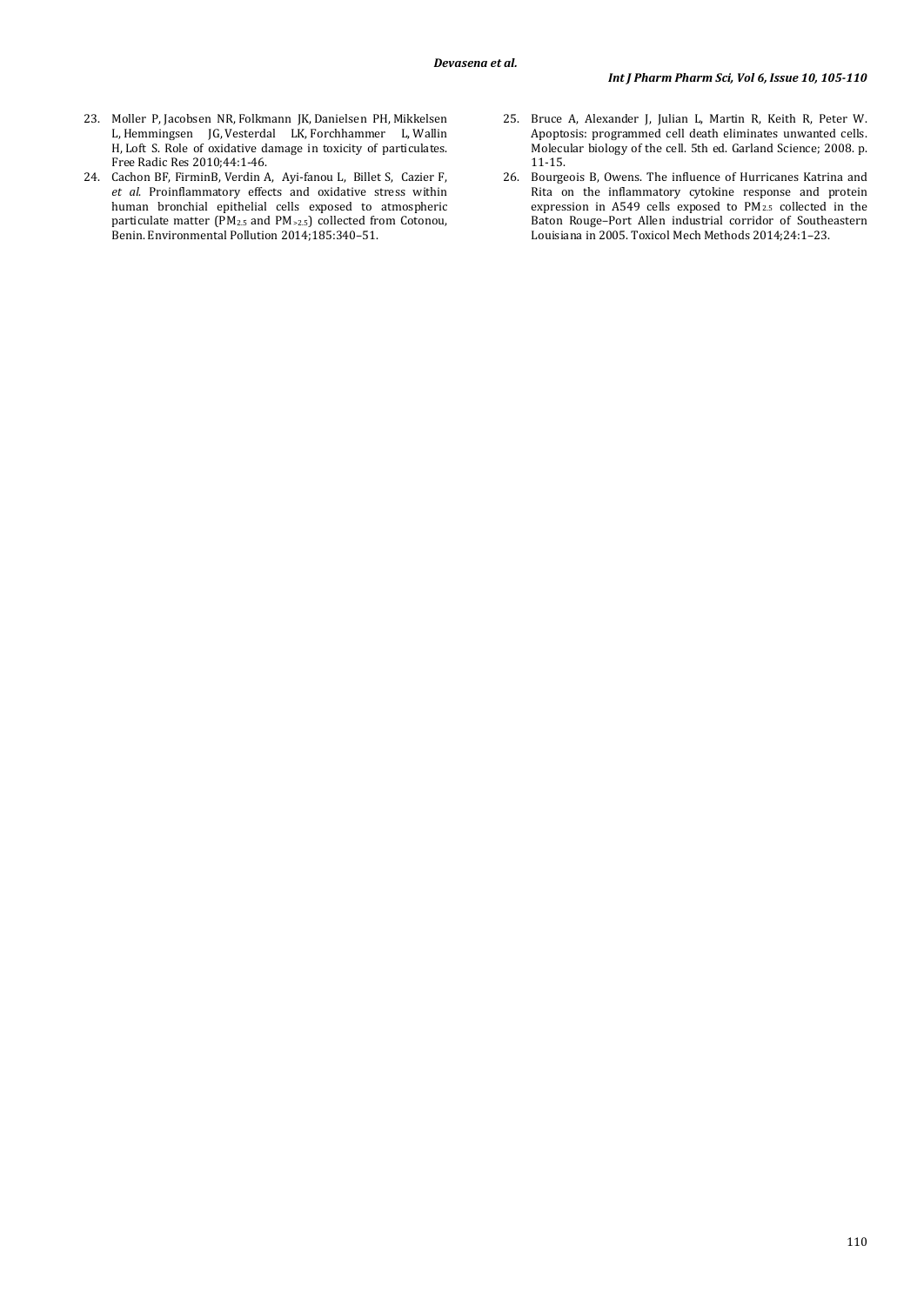23. Moller P, Jacobsen NR, Folkmann JK, Danielsen PH, Mikkelsen L, Hemmingsen JG, Vesterdal LK, Forchhammer L, Wallin H, Loft S. Role of oxidative damage in toxicity of particulates. Free Radic Res 2010;44:1-46.
24. Cachon BF, FirminB, Verdin A, Ayi-fanou L, Billet S, Cazier F, *et al*. Proinflammatory effects and oxidative stress within human bronchial epithelial cells exposed to atmospheric particulate matter ($PM_{2.5}$ and $PM_{>2.5}$) collected from Cotonou, Benin. Environmental Pollution 2014;185:340–51.
25. Bruce A, Alexander J, Julian L, Martin R, Keith R, Peter W. Apoptosis: programmed cell death eliminates unwanted cells. Molecular biology of the cell. 5th ed. Garland Science; 2008. p. 11-15.
26. Bourgeois B, Owens. The influence of Hurricanes Katrina and Rita on the inflammatory cytokine response and protein expression in A549 cells exposed to $PM_{2.5}$ collected in the Baton Rouge–Port Allen industrial corridor of Southeastern Louisiana in 2005. Toxicol Mech Methods 2014;24:1–23.